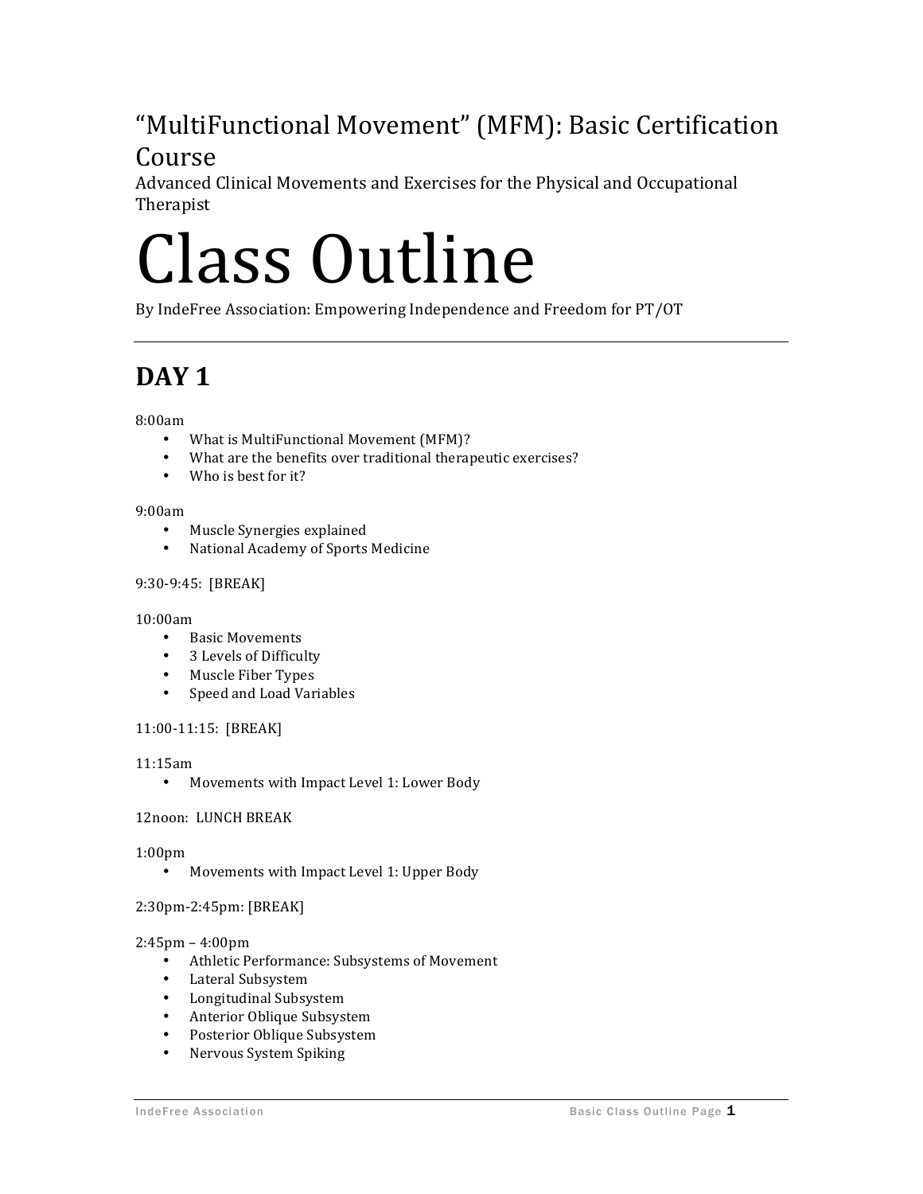# "MultiFunctional Movement" (MFM): Basic Certification Course

Advanced Clinical Movements and Exercises for the Physical and Occupational Therapist

# Class Outline

By IndeFree Association: Empowering Independence and Freedom for PT/OT

---

## DAY 1

8:00am

- What is MultiFunctional Movement (MFM)?
- What are the benefits over traditional therapeutic exercises?
- Who is best for it?

9:00am

- Muscle Synergies explained
- National Academy of Sports Medicine

9:30-9:45: [BREAK]

10:00am

- Basic Movements
- 3 Levels of Difficulty
- Muscle Fiber Types
- Speed and Load Variables

11:00-11:15: [BREAK]

11:15am

- Movements with Impact Level 1: Lower Body

12noon: LUNCH BREAK

1:00pm

- Movements with Impact Level 1: Upper Body

2:30pm-2:45pm: [BREAK]

2:45pm – 4:00pm

- Athletic Performance: Subsystems of Movement
- Lateral Subsystem
- Longitudinal Subsystem
- Anterior Oblique Subsystem
- Posterior Oblique Subsystem
- Nervous System Spiking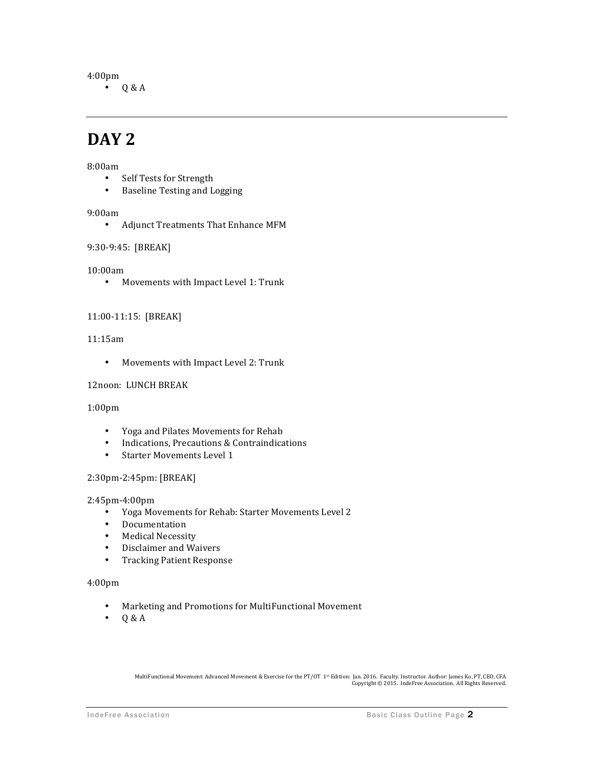4:00pm

- Q & A

---

# DAY 2

8:00am

- Self Tests for Strength
- Baseline Testing and Logging

9:00am

- Adjunct Treatments That Enhance MFM

9:30-9:45: [BREAK]

10:00am

- Movements with Impact Level 1: Trunk

11:00-11:15: [BREAK]

11:15am

- Movements with Impact Level 2: Trunk

12noon: LUNCH BREAK

1:00pm

- Yoga and Pilates Movements for Rehab
- Indications, Precautions & Contraindications
- Starter Movements Level 1

2:30pm-2:45pm: [BREAK]

2:45pm-4:00pm

- Yoga Movements for Rehab: Starter Movements Level 2
- Documentation
- Medical Necessity
- Disclaimer and Waivers
- Tracking Patient Response

4:00pm

- Marketing and Promotions for MultiFunctional Movement
- Q & A

MultiFunctional Movement: Advanced Movement & Exercise for the PT/OT 1st Edition: Jan. 2016. Faculty. Instructor. Author: James Ko, PT, CEO, CFA
Copyright © 2015. IndeFree Association. All Rights Reserved.